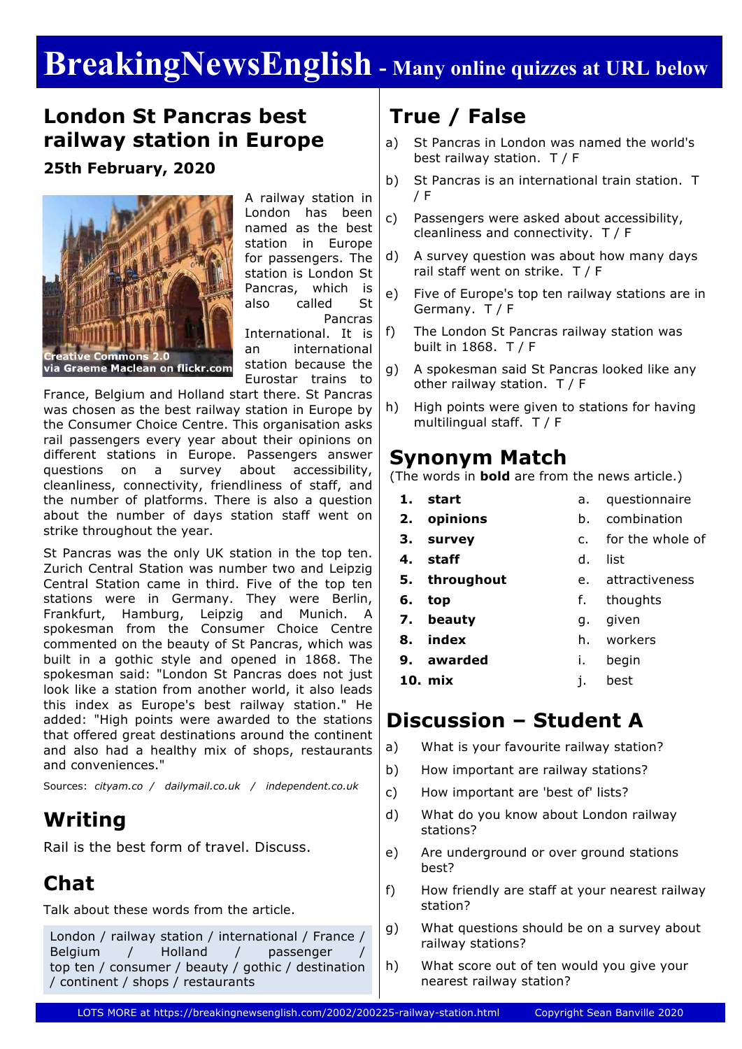# BreakingNewsEnglish - Many online quizzes at URL below

## London St Pancras best railway station in Europe

**25th February, 2020**

Creative Commons 2.0 via Graeme Maclean on flickr.com

A railway station in London has been named as the best station in Europe for passengers. The station is London St Pancras, which is also called St Pancras International. It is an international station because the Eurostar trains to France, Belgium and Holland start there. St Pancras was chosen as the best railway station in Europe by the Consumer Choice Centre. This organisation asks rail passengers every year about their opinions on different stations in Europe. Passengers answer questions on a survey about accessibility, cleanliness, connectivity, friendliness of staff, and the number of platforms. There is also a question about the number of days station staff went on strike throughout the year.

St Pancras was the only UK station in the top ten. Zurich Central Station was number two and Leipzig Central Station came in third. Five of the top ten stations were in Germany. They were Berlin, Frankfurt, Hamburg, Leipzig and Munich. A spokesman from the Consumer Choice Centre commented on the beauty of St Pancras, which was built in a gothic style and opened in 1868. The spokesman said: "London St Pancras does not just look like a station from another world, it also leads this index as Europe's best railway station." He added: "High points were awarded to the stations that offered great destinations around the continent and also had a healthy mix of shops, restaurants and conveniences."

Sources: *cityam.co* / *dailymail.co.uk* / *independent.co.uk*

## Writing

Rail is the best form of travel. Discuss.

## Chat

Talk about these words from the article.

London / railway station / international / France / Belgium / Holland / passenger / top ten / consumer / beauty / gothic / destination / continent / shops / restaurants

## True / False

a) St Pancras in London was named the world's best railway station. T / F

b) St Pancras is an international train station. T / F

c) Passengers were asked about accessibility, cleanliness and connectivity. T / F

d) A survey question was about how many days rail staff went on strike. T / F

e) Five of Europe's top ten railway stations are in Germany. T / F

f) The London St Pancras railway station was built in 1868. T / F

g) A spokesman said St Pancras looked like any other railway station. T / F

h) High points were given to stations for having multilingual staff. T / F

## Synonym Match

(The words in **bold** are from the news article.)

| | |
|---|---|
| 1. **start** | a. questionnaire |
| 2. **opinions** | b. combination |
| 3. **survey** | c. for the whole of |
| 4. **staff** | d. list |
| 5. **throughout** | e. attractiveness |
| 6. **top** | f. thoughts |
| 7. **beauty** | g. given |
| 8. **index** | h. workers |
| 9. **awarded** | i. begin |
| 10. **mix** | j. best |

## Discussion – Student A

a) What is your favourite railway station?

b) How important are railway stations?

c) How important are 'best of' lists?

d) What do you know about London railway stations?

e) Are underground or over ground stations best?

f) How friendly are staff at your nearest railway station?

g) What questions should be on a survey about railway stations?

h) What score out of ten would you give your nearest railway station?

LOTS MORE at https://breakingnewsenglish.com/2002/200225-railway-station.html Copyright Sean Banville 2020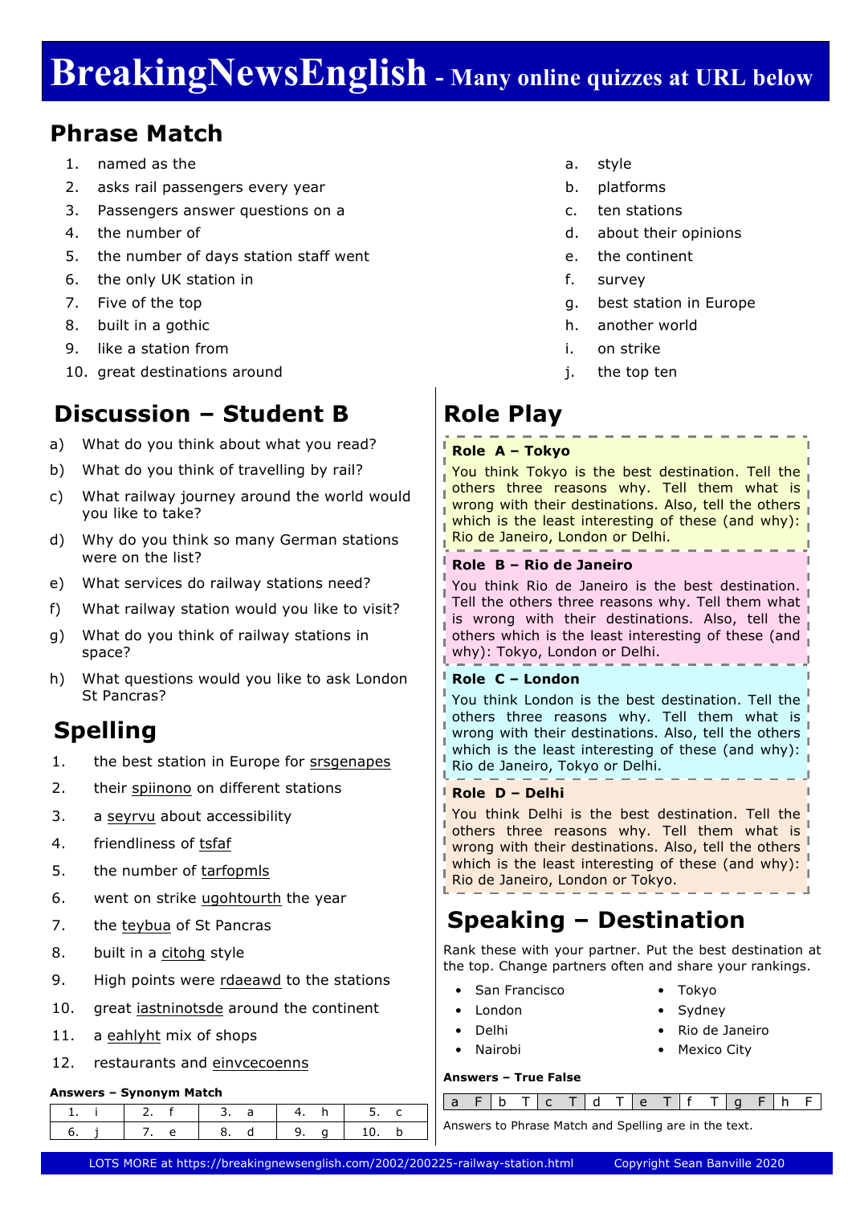# BreakingNewsEnglish - Many online quizzes at URL below

## Phrase Match

1. named as the
2. asks rail passengers every year
3. Passengers answer questions on a
4. the number of
5. the number of days station staff went
6. the only UK station in
7. Five of the top
8. built in a gothic
9. like a station from
10. great destinations around

a. style
b. platforms
c. ten stations
d. about their opinions
e. the continent
f. survey
g. best station in Europe
h. another world
i. on strike
j. the top ten

## Discussion – Student B

a) What do you think about what you read?
b) What do you think of travelling by rail?
c) What railway journey around the world would you like to take?
d) Why do you think so many German stations were on the list?
e) What services do railway stations need?
f) What railway station would you like to visit?
g) What do you think of railway stations in space?
h) What questions would you like to ask London St Pancras?

## Spelling

1. the best station in Europe for srsgenapes
2. their spiinono on different stations
3. a seyrvu about accessibility
4. friendliness of tsfaf
5. the number of tarfopmls
6. went on strike ugohtourth the year
7. the teybua of St Pancras
8. built in a citohg style
9. High points were rdaeawd to the stations
10. great iastninotsde around the continent
11. a eahlyht mix of shops
12. restaurants and einvcecoenns

**Answers – Synonym Match**

| | | | | |
|---|---|---|---|---|
| 1. i | 2. f | 3. a | 4. h | 5. c |
| 6. j | 7. e | 8. d | 9. g | 10. b |

## Role Play

**Role A – Tokyo**

You think Tokyo is the best destination. Tell the others three reasons why. Tell them what is wrong with their destinations. Also, tell the others which is the least interesting of these (and why): Rio de Janeiro, London or Delhi.

**Role B – Rio de Janeiro**

You think Rio de Janeiro is the best destination. Tell the others three reasons why. Tell them what is wrong with their destinations. Also, tell the others which is the least interesting of these (and why): Tokyo, London or Delhi.

**Role C – London**

You think London is the best destination. Tell the others three reasons why. Tell them what is wrong with their destinations. Also, tell the others which is the least interesting of these (and why): Rio de Janeiro, Tokyo or Delhi.

**Role D – Delhi**

You think Delhi is the best destination. Tell the others three reasons why. Tell them what is wrong with their destinations. Also, tell the others which is the least interesting of these (and why): Rio de Janeiro, London or Tokyo.

## Speaking – Destination

Rank these with your partner. Put the best destination at the top. Change partners often and share your rankings.

- San Francisco
- London
- Delhi
- Nairobi
- Tokyo
- Sydney
- Rio de Janeiro
- Mexico City

**Answers – True False**

| | | | | | | | | | | | | | | | |
|---|---|---|---|---|---|---|---|---|---|---|---|---|---|---|---|
| a | F | b | T | c | T | d | T | e | T | f | T | g | F | h | F |

Answers to Phrase Match and Spelling are in the text.

LOTS MORE at https://breakingnewsenglish.com/2002/200225-railway-station.html Copyright Sean Banville 2020